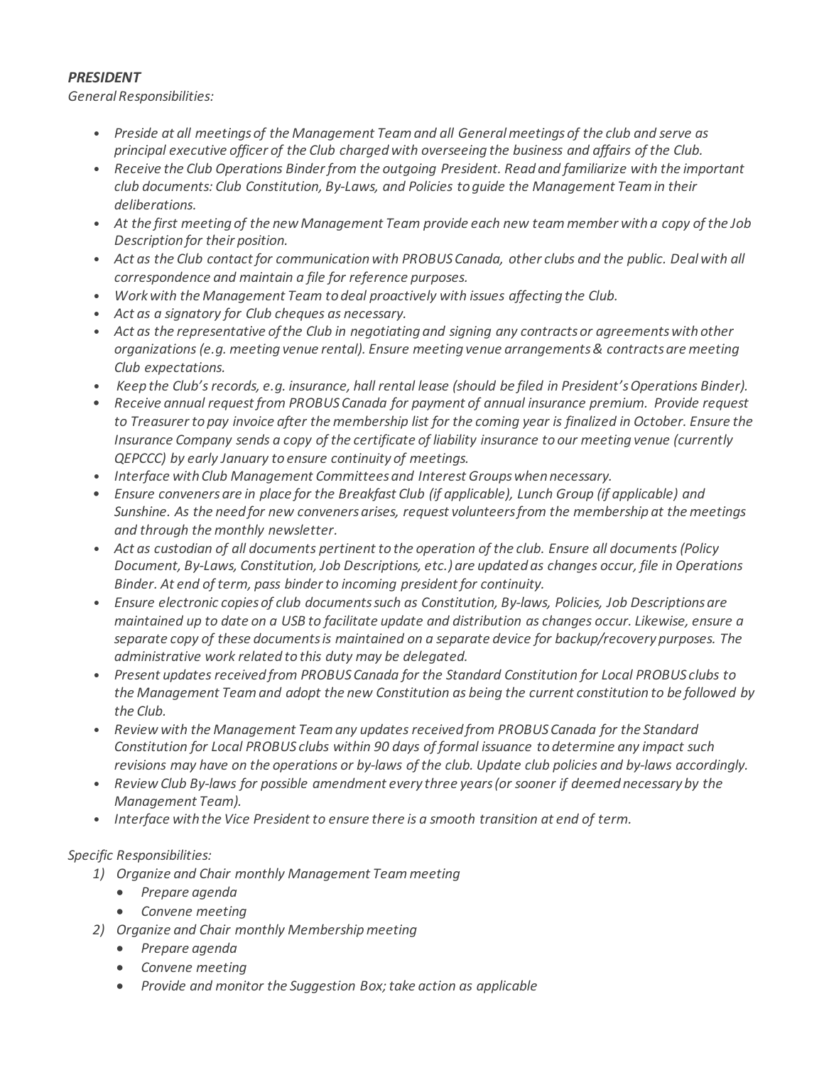***PRESIDENT***

*General Responsibilities:*

- *Preside at all meetings of the Management Team and all General meetings of the club and serve as principal executive officer of the Club charged with overseeing the business and affairs of the Club.*
- *Receive the Club Operations Binder from the outgoing President. Read and familiarize with the important club documents: Club Constitution, By-Laws, and Policies to guide the Management Team in their deliberations.*
- *At the first meeting of the new Management Team provide each new team member with a copy of the Job Description for their position.*
- *Act as the Club contact for communication with PROBUS Canada, other clubs and the public. Deal with all correspondence and maintain a file for reference purposes.*
- *Work with the Management Team to deal proactively with issues affecting the Club.*
- *Act as a signatory for Club cheques as necessary.*
- *Act as the representative of the Club in negotiating and signing any contracts or agreements with other organizations (e.g. meeting venue rental). Ensure meeting venue arrangements & contracts are meeting Club expectations.*
- *Keep the Club's records, e.g. insurance, hall rental lease (should be filed in President's Operations Binder).*
- *Receive annual request from PROBUS Canada for payment of annual insurance premium. Provide request to Treasurer to pay invoice after the membership list for the coming year is finalized in October. Ensure the Insurance Company sends a copy of the certificate of liability insurance to our meeting venue (currently QEPCCC) by early January to ensure continuity of meetings.*
- *Interface with Club Management Committees and Interest Groups when necessary.*
- *Ensure conveners are in place for the Breakfast Club (if applicable), Lunch Group (if applicable) and Sunshine. As the need for new conveners arises, request volunteers from the membership at the meetings and through the monthly newsletter.*
- *Act as custodian of all documents pertinent to the operation of the club. Ensure all documents (Policy Document, By-Laws, Constitution, Job Descriptions, etc.) are updated as changes occur, file in Operations Binder. At end of term, pass binder to incoming president for continuity.*
- *Ensure electronic copies of club documents such as Constitution, By-laws, Policies, Job Descriptions are maintained up to date on a USB to facilitate update and distribution as changes occur. Likewise, ensure a separate copy of these documents is maintained on a separate device for backup/recovery purposes. The administrative work related to this duty may be delegated.*
- *Present updates received from PROBUS Canada for the Standard Constitution for Local PROBUS clubs to the Management Team and adopt the new Constitution as being the current constitution to be followed by the Club.*
- *Review with the Management Team any updates received from PROBUS Canada for the Standard Constitution for Local PROBUS clubs within 90 days of formal issuance to determine any impact such revisions may have on the operations or by-laws of the club. Update club policies and by-laws accordingly.*
- *Review Club By-laws for possible amendment every three years (or sooner if deemed necessary by the Management Team).*
- *Interface with the Vice President to ensure there is a smooth transition at end of term.*

*Specific Responsibilities:*

1) *Organize and Chair monthly Management Team meeting*
   - *Prepare agenda*
   - *Convene meeting*
2) *Organize and Chair monthly Membership meeting*
   - *Prepare agenda*
   - *Convene meeting*
   - *Provide and monitor the Suggestion Box; take action as applicable*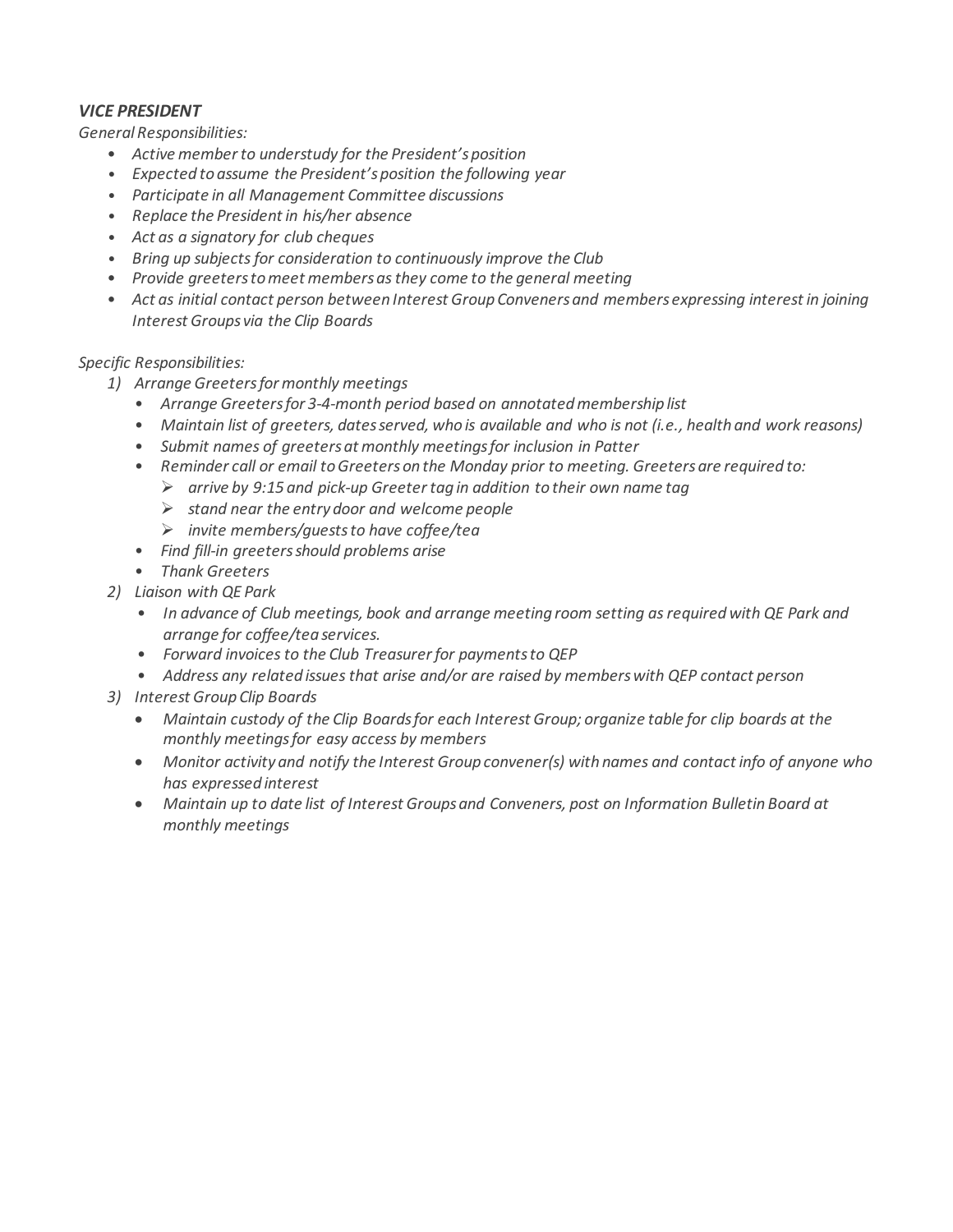### *VICE PRESIDENT*

*General Responsibilities:*

- *Active member to understudy for the President's position*
- *Expected to assume the President's position the following year*
- *Participate in all Management Committee discussions*
- *Replace the President in his/her absence*
- *Act as a signatory for club cheques*
- *Bring up subjects for consideration to continuously improve the Club*
- *Provide greeters to meet members as they come to the general meeting*
- *Act as initial contact person between Interest Group Conveners and members expressing interest in joining Interest Groups via the Clip Boards*

*Specific Responsibilities:*

1) *Arrange Greeters for monthly meetings*
   - *Arrange Greeters for 3-4-month period based on annotated membership list*
   - *Maintain list of greeters, dates served, who is available and who is not (i.e., health and work reasons)*
   - *Submit names of greeters at monthly meetings for inclusion in Patter*
   - *Reminder call or email to Greeters on the Monday prior to meeting. Greeters are required to:*
     - *arrive by 9:15 and pick-up Greeter tag in addition to their own name tag*
     - *stand near the entry door and welcome people*
     - *invite members/guests to have coffee/tea*
   - *Find fill-in greeters should problems arise*
   - *Thank Greeters*
2) *Liaison with QE Park*
   - *In advance of Club meetings, book and arrange meeting room setting as required with QE Park and arrange for coffee/tea services.*
   - *Forward invoices to the Club Treasurer for payments to QEP*
   - *Address any related issues that arise and/or are raised by members with QEP contact person*
3) *Interest Group Clip Boards*
   - *Maintain custody of the Clip Boards for each Interest Group; organize table for clip boards at the monthly meetings for easy access by members*
   - *Monitor activity and notify the Interest Group convener(s) with names and contact info of anyone who has expressed interest*
   - *Maintain up to date list of Interest Groups and Conveners, post on Information Bulletin Board at monthly meetings*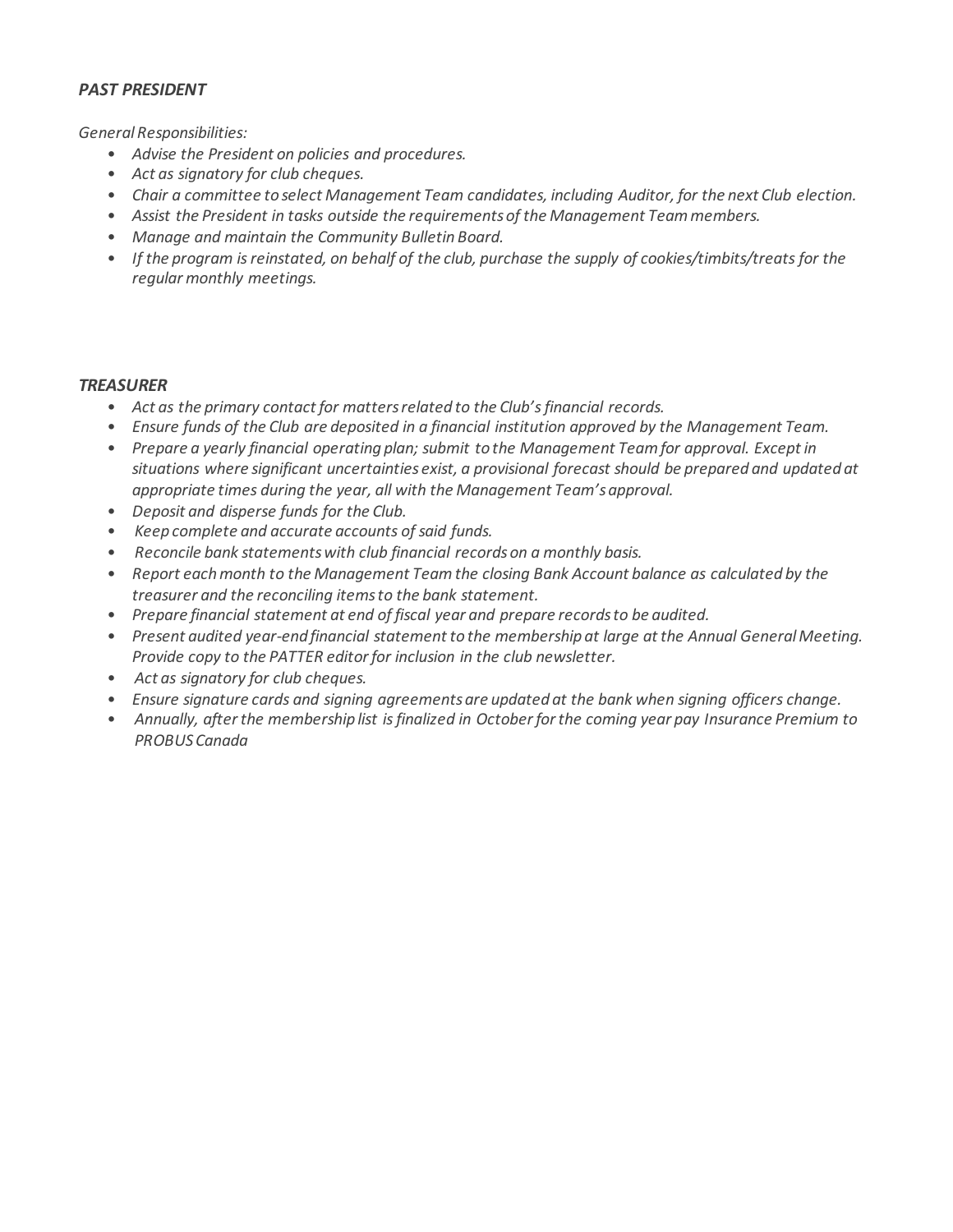### *PAST PRESIDENT*

*General Responsibilities:*

- *Advise the President on policies and procedures.*
- *Act as signatory for club cheques.*
- *Chair a committee to select Management Team candidates, including Auditor, for the next Club election.*
- *Assist the President in tasks outside the requirements of the Management Team members.*
- *Manage and maintain the Community Bulletin Board.*
- *If the program is reinstated, on behalf of the club, purchase the supply of cookies/timbits/treats for the regular monthly meetings.*

### *TREASURER*

- *Act as the primary contact for matters related to the Club's financial records.*
- *Ensure funds of the Club are deposited in a financial institution approved by the Management Team.*
- *Prepare a yearly financial operating plan; submit to the Management Team for approval. Except in situations where significant uncertainties exist, a provisional forecast should be prepared and updated at appropriate times during the year, all with the Management Team's approval.*
- *Deposit and disperse funds for the Club.*
- *Keep complete and accurate accounts of said funds.*
- *Reconcile bank statements with club financial records on a monthly basis.*
- *Report each month to the Management Team the closing Bank Account balance as calculated by the treasurer and the reconciling items to the bank statement.*
- *Prepare financial statement at end of fiscal year and prepare records to be audited.*
- *Present audited year-end financial statement to the membership at large at the Annual General Meeting. Provide copy to the PATTER editor for inclusion in the club newsletter.*
- *Act as signatory for club cheques.*
- *Ensure signature cards and signing agreements are updated at the bank when signing officers change.*
- *Annually, after the membership list is finalized in October for the coming year pay Insurance Premium to PROBUS Canada*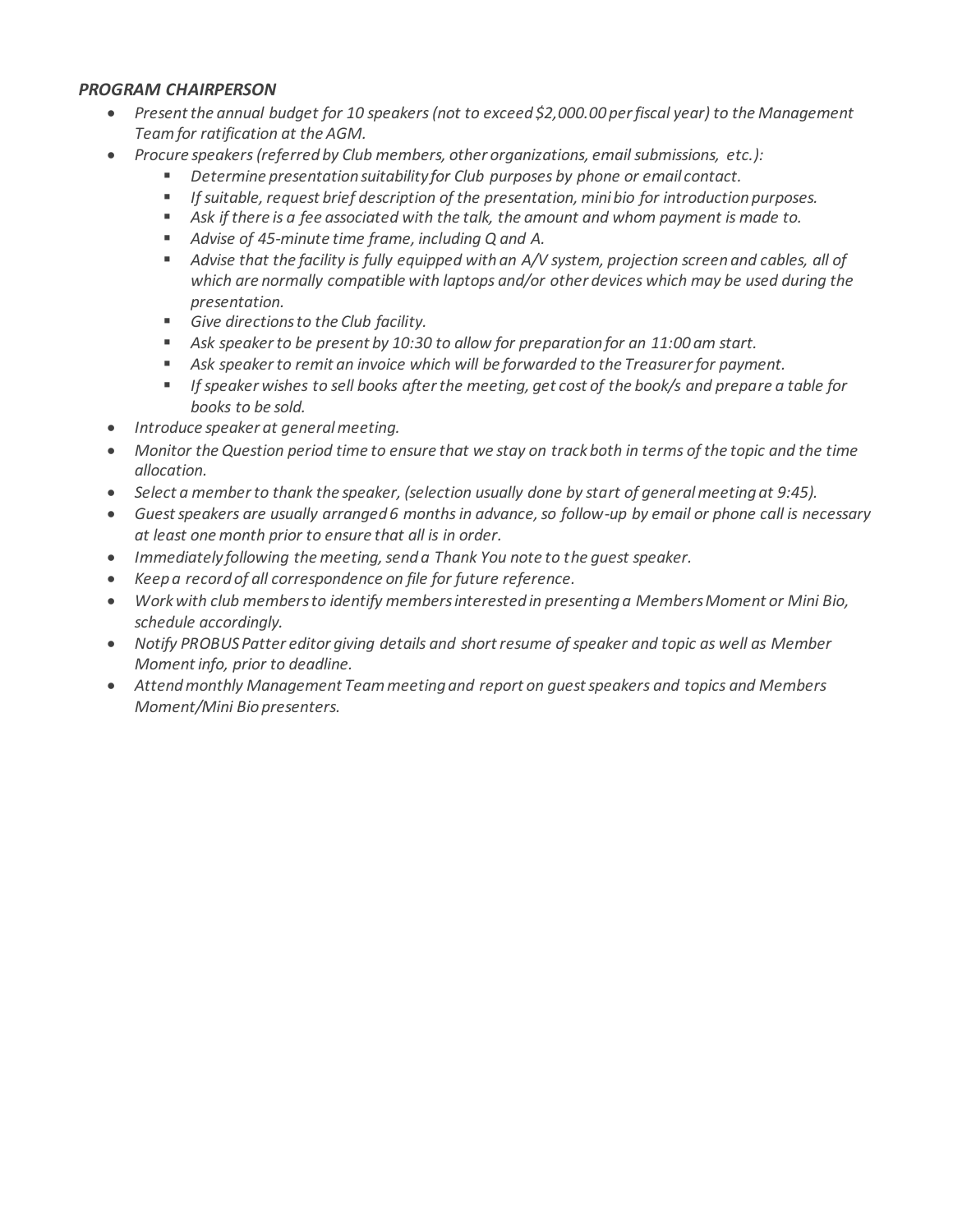### *PROGRAM CHAIRPERSON*

- *Present the annual budget for 10 speakers (not to exceed $2,000.00 per fiscal year) to the Management Team for ratification at the AGM.*
- *Procure speakers (referred by Club members, other organizations, email submissions, etc.):*
  - *Determine presentation suitability for Club purposes by phone or email contact.*
  - *If suitable, request brief description of the presentation, mini bio for introduction purposes.*
  - *Ask if there is a fee associated with the talk, the amount and whom payment is made to.*
  - *Advise of 45-minute time frame, including Q and A.*
  - *Advise that the facility is fully equipped with an A/V system, projection screen and cables, all of which are normally compatible with laptops and/or other devices which may be used during the presentation.*
  - *Give directions to the Club facility.*
  - *Ask speaker to be present by 10:30 to allow for preparation for an 11:00 am start.*
  - *Ask speaker to remit an invoice which will be forwarded to the Treasurer for payment.*
  - *If speaker wishes to sell books after the meeting, get cost of the book/s and prepare a table for books to be sold.*
- *Introduce speaker at general meeting.*
- *Monitor the Question period time to ensure that we stay on track both in terms of the topic and the time allocation.*
- *Select a member to thank the speaker, (selection usually done by start of general meeting at 9:45).*
- *Guest speakers are usually arranged 6 months in advance, so follow-up by email or phone call is necessary at least one month prior to ensure that all is in order.*
- *Immediately following the meeting, send a Thank You note to the guest speaker.*
- *Keep a record of all correspondence on file for future reference.*
- *Work with club members to identify members interested in presenting a Members Moment or Mini Bio, schedule accordingly.*
- *Notify PROBUS Patter editor giving details and short resume of speaker and topic as well as Member Moment info, prior to deadline.*
- *Attend monthly Management Team meeting and report on guest speakers and topics and Members Moment/Mini Bio presenters.*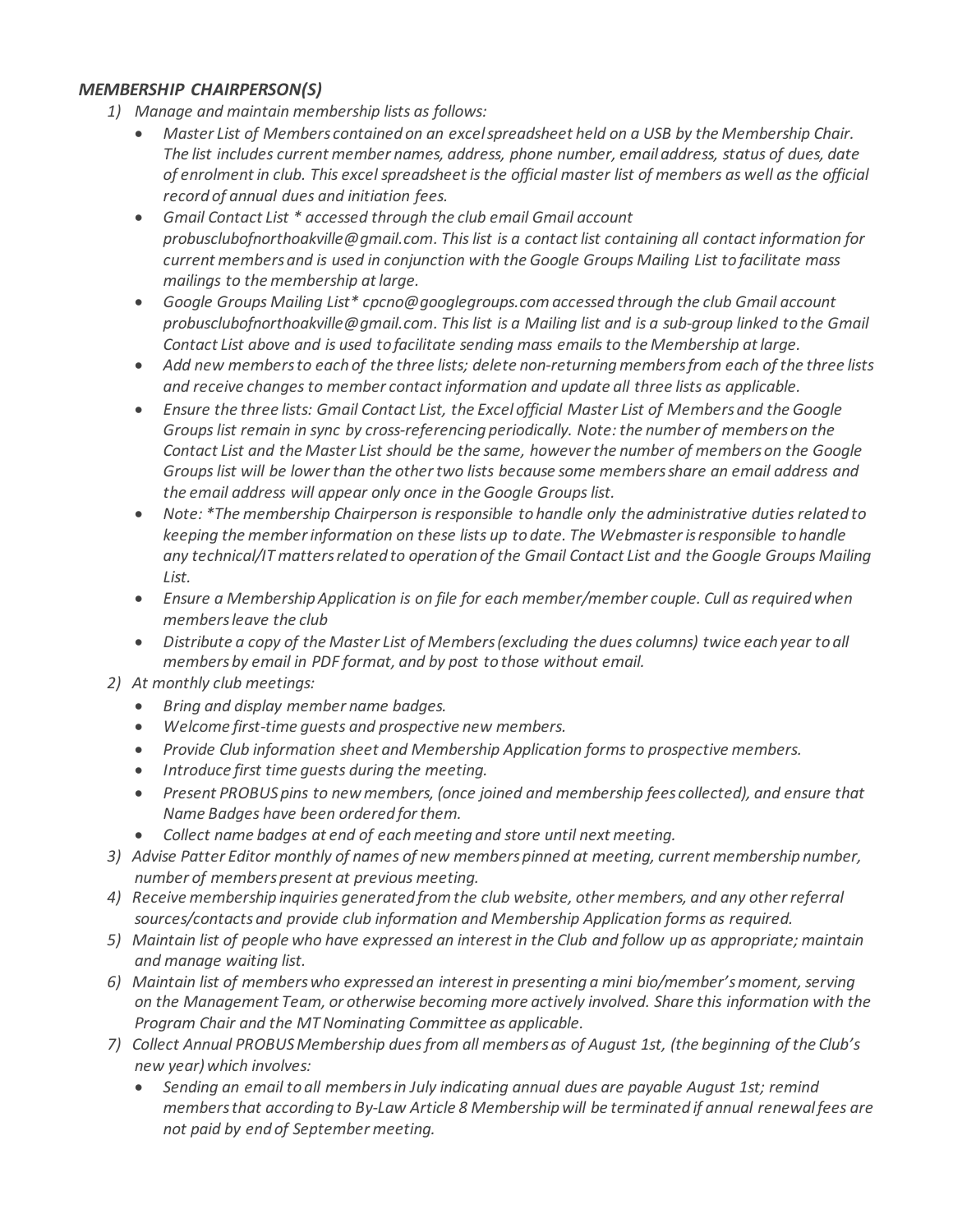### *MEMBERSHIP CHAIRPERSON(S)*

1) *Manage and maintain membership lists as follows:*
   - *Master List of Members contained on an excel spreadsheet held on a USB by the Membership Chair. The list includes current member names, address, phone number, email address, status of dues, date of enrolment in club. This excel spreadsheet is the official master list of members as well as the official record of annual dues and initiation fees.*
   - *Gmail Contact List * accessed through the club email Gmail account probusclubofnorthoakville@gmail.com. This list is a contact list containing all contact information for current members and is used in conjunction with the Google Groups Mailing List to facilitate mass mailings to the membership at large.*
   - *Google Groups Mailing List* cpcno@googlegroups.com accessed through the club Gmail account probusclubofnorthoakville@gmail.com. This list is a Mailing list and is a sub-group linked to the Gmail Contact List above and is used to facilitate sending mass emails to the Membership at large.*
   - *Add new members to each of the three lists; delete non-returning members from each of the three lists and receive changes to member contact information and update all three lists as applicable.*
   - *Ensure the three lists: Gmail Contact List, the Excel official Master List of Members and the Google Groups list remain in sync by cross-referencing periodically. Note: the number of members on the Contact List and the Master List should be the same, however the number of members on the Google Groups list will be lower than the other two lists because some members share an email address and the email address will appear only once in the Google Groups list.*
   - *Note: *The membership Chairperson is responsible to handle only the administrative duties related to keeping the member information on these lists up to date. The Webmaster is responsible to handle any technical/IT matters related to operation of the Gmail Contact List and the Google Groups Mailing List.*
   - *Ensure a Membership Application is on file for each member/member couple. Cull as required when members leave the club*
   - *Distribute a copy of the Master List of Members (excluding the dues columns) twice each year to all members by email in PDF format, and by post to those without email.*
2) *At monthly club meetings:*
   - *Bring and display member name badges.*
   - *Welcome first-time guests and prospective new members.*
   - *Provide Club information sheet and Membership Application forms to prospective members.*
   - *Introduce first time guests during the meeting.*
   - *Present PROBUS pins to new members, (once joined and membership fees collected), and ensure that Name Badges have been ordered for them.*
   - *Collect name badges at end of each meeting and store until next meeting.*
3) *Advise Patter Editor monthly of names of new members pinned at meeting, current membership number, number of members present at previous meeting.*
4) *Receive membership inquiries generated from the club website, other members, and any other referral sources/contacts and provide club information and Membership Application forms as required.*
5) *Maintain list of people who have expressed an interest in the Club and follow up as appropriate; maintain and manage waiting list.*
6) *Maintain list of members who expressed an interest in presenting a mini bio/member's moment, serving on the Management Team, or otherwise becoming more actively involved. Share this information with the Program Chair and the MT Nominating Committee as applicable.*
7) *Collect Annual PROBUS Membership dues from all members as of August 1st, (the beginning of the Club's new year) which involves:*
   - *Sending an email to all members in July indicating annual dues are payable August 1st; remind members that according to By-Law Article 8 Membership will be terminated if annual renewal fees are not paid by end of September meeting.*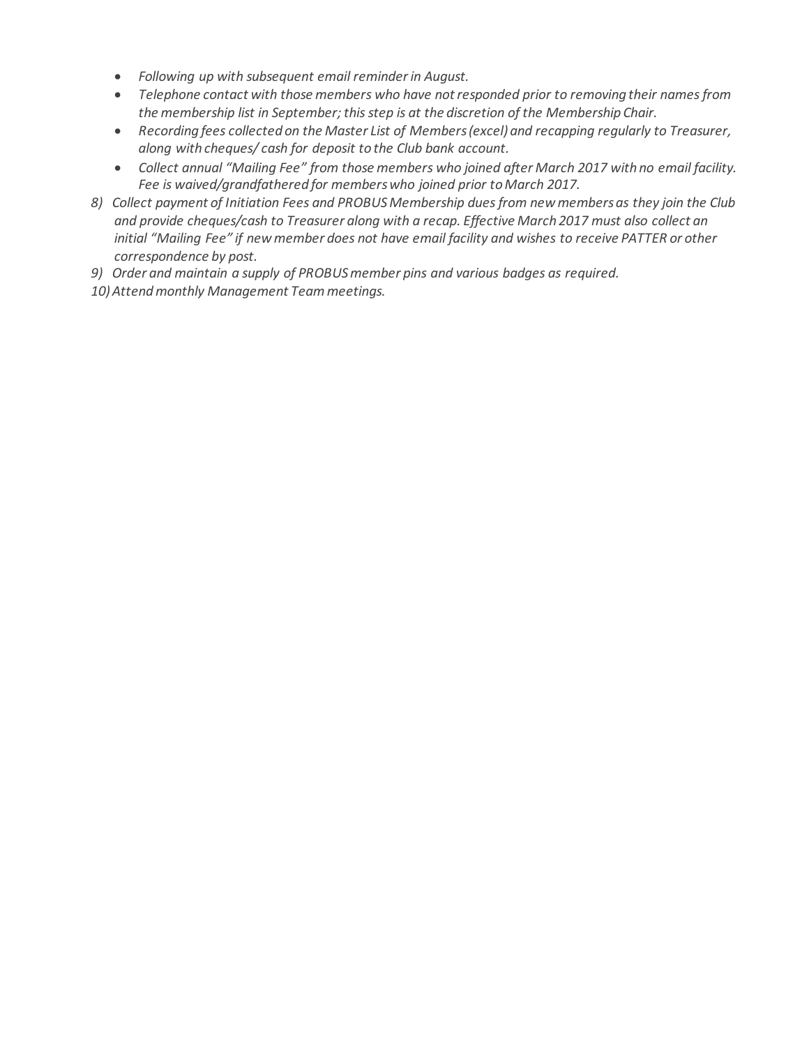- *Following up with subsequent email reminder in August.*
- *Telephone contact with those members who have not responded prior to removing their names from the membership list in September; this step is at the discretion of the Membership Chair.*
- *Recording fees collected on the Master List of Members (excel) and recapping regularly to Treasurer, along with cheques/ cash for deposit to the Club bank account.*
- *Collect annual "Mailing Fee" from those members who joined after March 2017 with no email facility. Fee is waived/grandfathered for members who joined prior to March 2017.*

8) *Collect payment of Initiation Fees and PROBUS Membership dues from new members as they join the Club and provide cheques/cash to Treasurer along with a recap. Effective March 2017 must also collect an initial "Mailing Fee" if new member does not have email facility and wishes to receive PATTER or other correspondence by post.*
9) *Order and maintain a supply of PROBUS member pins and various badges as required.*
10) *Attend monthly Management Team meetings.*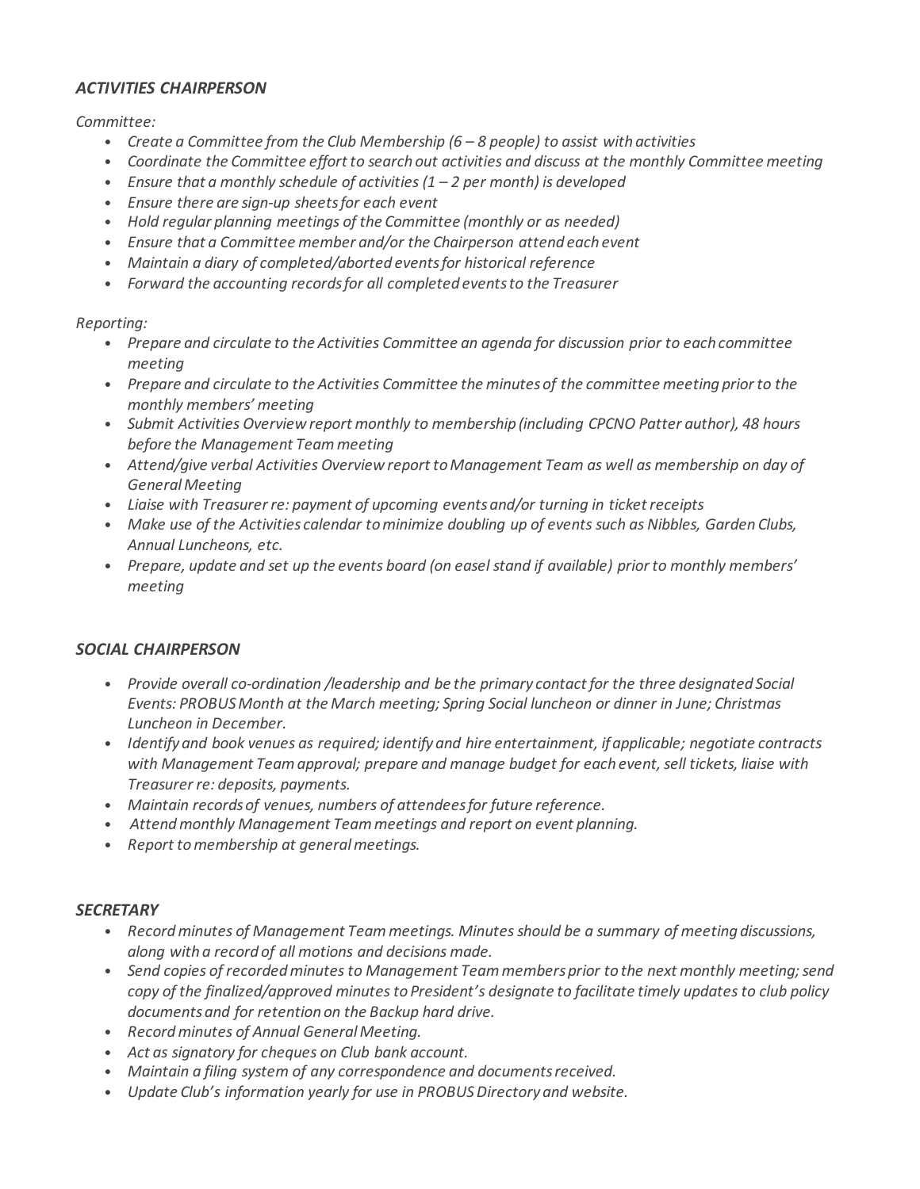### *ACTIVITIES CHAIRPERSON*

*Committee:*

- *Create a Committee from the Club Membership (6 – 8 people) to assist with activities*
- *Coordinate the Committee effort to search out activities and discuss at the monthly Committee meeting*
- *Ensure that a monthly schedule of activities (1 – 2 per month) is developed*
- *Ensure there are sign-up sheets for each event*
- *Hold regular planning meetings of the Committee (monthly or as needed)*
- *Ensure that a Committee member and/or the Chairperson attend each event*
- *Maintain a diary of completed/aborted events for historical reference*
- *Forward the accounting records for all completed events to the Treasurer*

*Reporting:*

- *Prepare and circulate to the Activities Committee an agenda for discussion prior to each committee meeting*
- *Prepare and circulate to the Activities Committee the minutes of the committee meeting prior to the monthly members' meeting*
- *Submit Activities Overview report monthly to membership (including CPCNO Patter author), 48 hours before the Management Team meeting*
- *Attend/give verbal Activities Overview report to Management Team as well as membership on day of General Meeting*
- *Liaise with Treasurer re: payment of upcoming events and/or turning in ticket receipts*
- *Make use of the Activities calendar to minimize doubling up of events such as Nibbles, Garden Clubs, Annual Luncheons, etc.*
- *Prepare, update and set up the events board (on easel stand if available) prior to monthly members' meeting*

### *SOCIAL CHAIRPERSON*

- *Provide overall co-ordination /leadership and be the primary contact for the three designated Social Events: PROBUS Month at the March meeting; Spring Social luncheon or dinner in June; Christmas Luncheon in December.*
- *Identify and book venues as required; identify and hire entertainment, if applicable; negotiate contracts with Management Team approval; prepare and manage budget for each event, sell tickets, liaise with Treasurer re: deposits, payments.*
- *Maintain records of venues, numbers of attendees for future reference.*
- *Attend monthly Management Team meetings and report on event planning.*
- *Report to membership at general meetings.*

### *SECRETARY*

- *Record minutes of Management Team meetings. Minutes should be a summary of meeting discussions, along with a record of all motions and decisions made.*
- *Send copies of recorded minutes to Management Team members prior to the next monthly meeting; send copy of the finalized/approved minutes to President's designate to facilitate timely updates to club policy documents and for retention on the Backup hard drive.*
- *Record minutes of Annual General Meeting.*
- *Act as signatory for cheques on Club bank account.*
- *Maintain a filing system of any correspondence and documents received.*
- *Update Club's information yearly for use in PROBUS Directory and website.*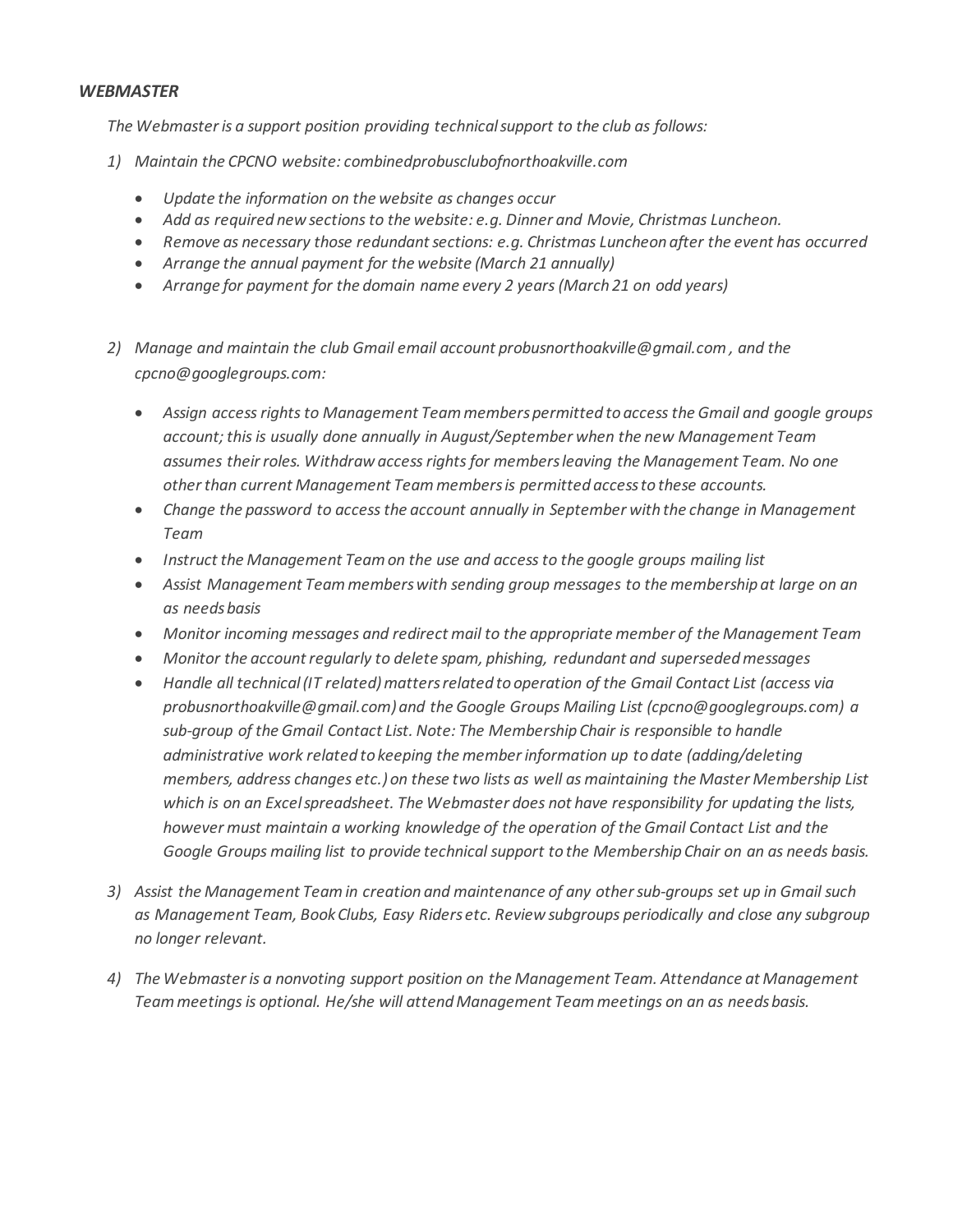### ***WEBMASTER***

*The Webmaster is a support position providing technical support to the club as follows:*

1) *Maintain the CPCNO website: combinedprobusclubofnorthoakville.com*
    - *Update the information on the website as changes occur*
    - *Add as required new sections to the website: e.g. Dinner and Movie, Christmas Luncheon.*
    - *Remove as necessary those redundant sections: e.g. Christmas Luncheon after the event has occurred*
    - *Arrange the annual payment for the website (March 21 annually)*
    - *Arrange for payment for the domain name every 2 years (March 21 on odd years)*

2) *Manage and maintain the club Gmail email account probusnorthoakville@gmail.com , and the cpcno@googlegroups.com:*
    - *Assign access rights to Management Team members permitted to access the Gmail and google groups account; this is usually done annually in August/September when the new Management Team assumes their roles. Withdraw access rights for members leaving the Management Team. No one other than current Management Team members is permitted access to these accounts.*
    - *Change the password to access the account annually in September with the change in Management Team*
    - *Instruct the Management Team on the use and access to the google groups mailing list*
    - *Assist Management Team members with sending group messages to the membership at large on an as needs basis*
    - *Monitor incoming messages and redirect mail to the appropriate member of the Management Team*
    - *Monitor the account regularly to delete spam, phishing, redundant and superseded messages*
    - *Handle all technical (IT related) matters related to operation of the Gmail Contact List (access via probusnorthoakville@gmail.com) and the Google Groups Mailing List (cpcno@googlegroups.com) a sub-group of the Gmail Contact List. Note: The Membership Chair is responsible to handle administrative work related to keeping the member information up to date (adding/deleting members, address changes etc.) on these two lists as well as maintaining the Master Membership List which is on an Excel spreadsheet. The Webmaster does not have responsibility for updating the lists, however must maintain a working knowledge of the operation of the Gmail Contact List and the Google Groups mailing list to provide technical support to the Membership Chair on an as needs basis.*

3) *Assist the Management Team in creation and maintenance of any other sub-groups set up in Gmail such as Management Team, Book Clubs, Easy Riders etc. Review subgroups periodically and close any subgroup no longer relevant.*

4) *The Webmaster is a nonvoting support position on the Management Team. Attendance at Management Team meetings is optional. He/she will attend Management Team meetings on an as needs basis.*